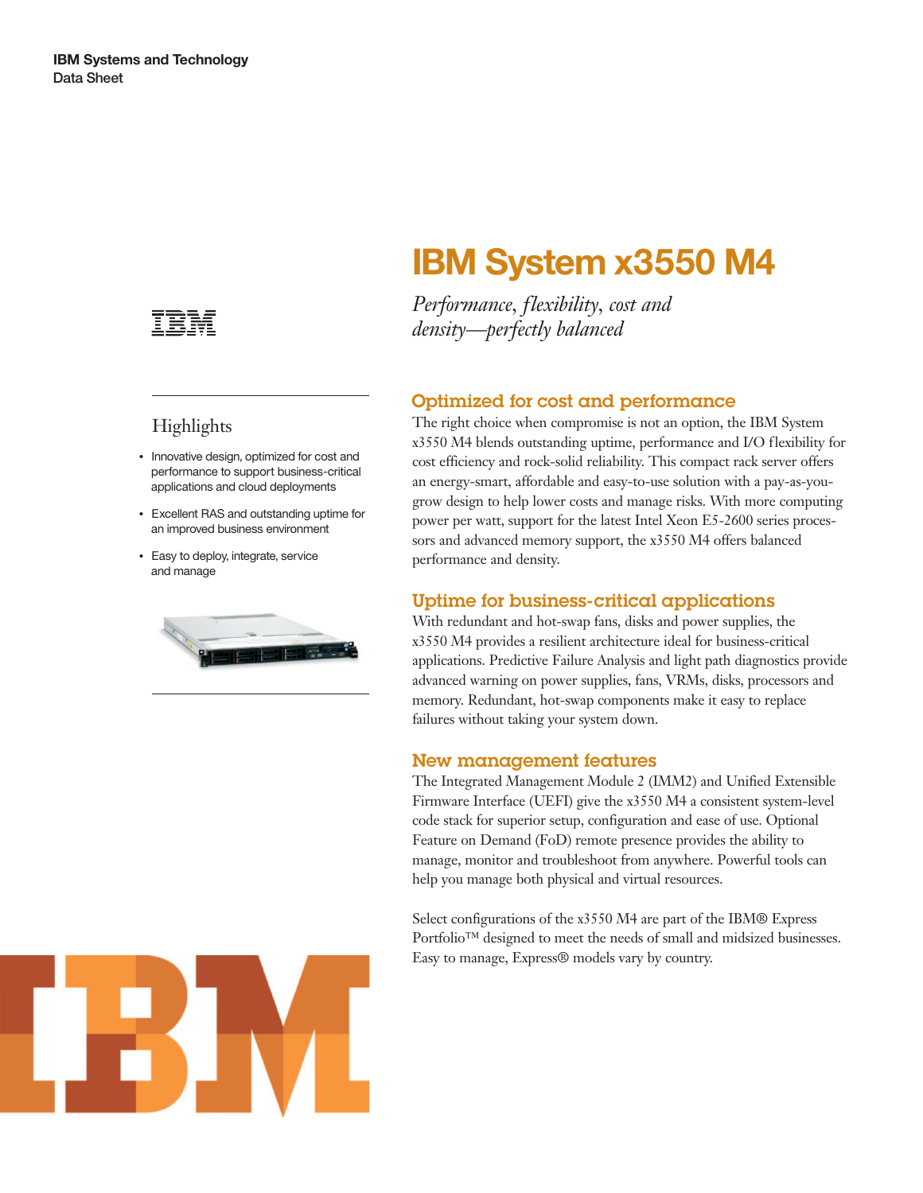**IBM Systems and Technology**
Data Sheet

# IBM System x3550 M4

*Performance, flexibility, cost and density—perfectly balanced*

## Highlights

- Innovative design, optimized for cost and performance to support business-critical applications and cloud deployments
- Excellent RAS and outstanding uptime for an improved business environment
- Easy to deploy, integrate, service and manage

## Optimized for cost and performance

The right choice when compromise is not an option, the IBM System x3550 M4 blends outstanding uptime, performance and I/O flexibility for cost efficiency and rock-solid reliability. This compact rack server offers an energy-smart, affordable and easy-to-use solution with a pay-as-you-grow design to help lower costs and manage risks. With more computing power per watt, support for the latest Intel Xeon E5-2600 series processors and advanced memory support, the x3550 M4 offers balanced performance and density.

## Uptime for business-critical applications

With redundant and hot-swap fans, disks and power supplies, the x3550 M4 provides a resilient architecture ideal for business-critical applications. Predictive Failure Analysis and light path diagnostics provide advanced warning on power supplies, fans, VRMs, disks, processors and memory. Redundant, hot-swap components make it easy to replace failures without taking your system down.

## New management features

The Integrated Management Module 2 (IMM2) and Unified Extensible Firmware Interface (UEFI) give the x3550 M4 a consistent system-level code stack for superior setup, configuration and ease of use. Optional Feature on Demand (FoD) remote presence provides the ability to manage, monitor and troubleshoot from anywhere. Powerful tools can help you manage both physical and virtual resources.

Select configurations of the x3550 M4 are part of the IBM® Express Portfolio™ designed to meet the needs of small and midsized businesses. Easy to manage, Express® models vary by country.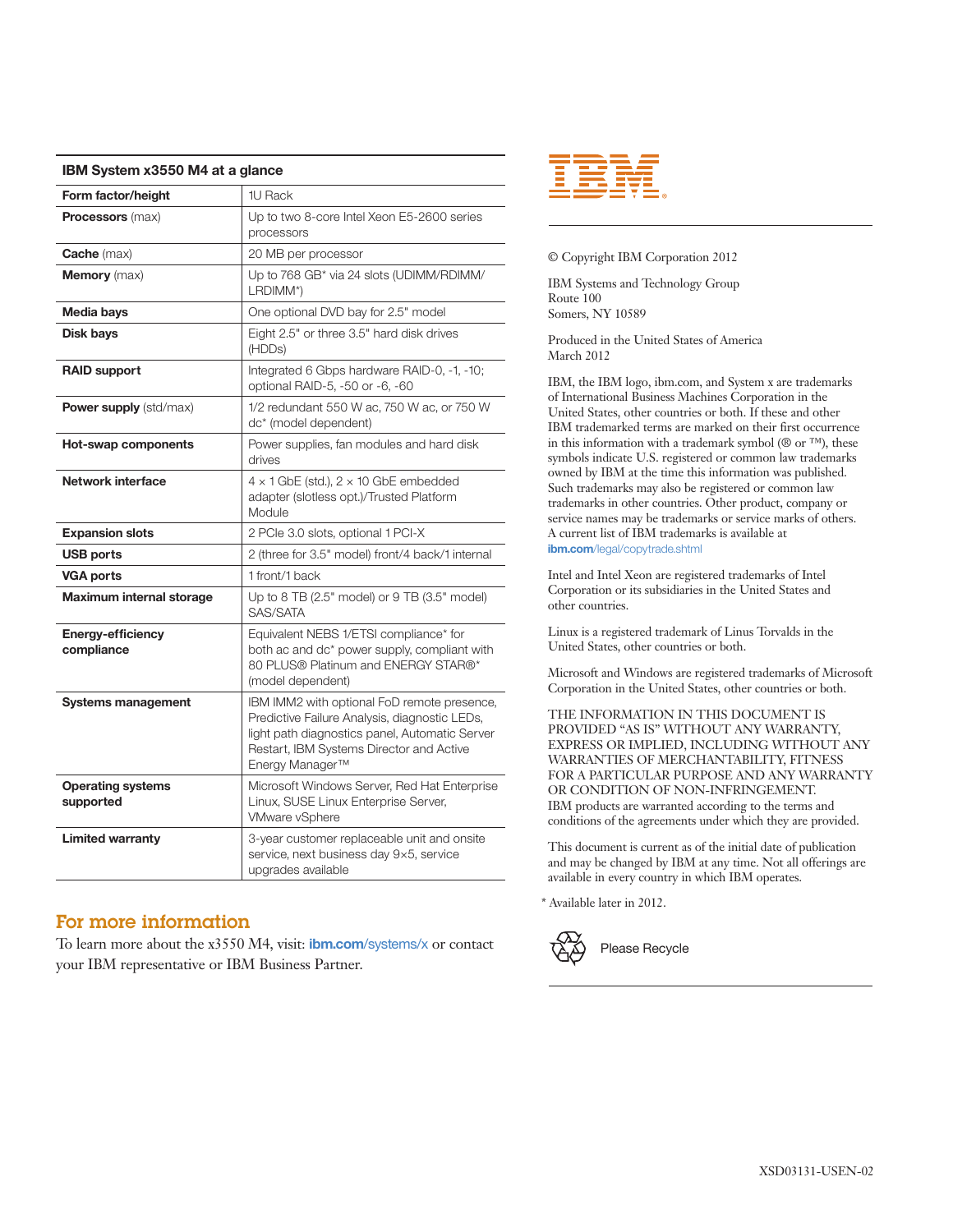| IBM System x3550 M4 at a glance | |
|---|---|
| **Form factor/height** | 1U Rack |
| **Processors** (max) | Up to two 8-core Intel Xeon E5-2600 series processors |
| **Cache** (max) | 20 MB per processor |
| **Memory** (max) | Up to 768 GB* via 24 slots (UDIMM/RDIMM/LRDIMM*) |
| **Media bays** | One optional DVD bay for 2.5" model |
| **Disk bays** | Eight 2.5" or three 3.5" hard disk drives (HDDs) |
| **RAID support** | Integrated 6 Gbps hardware RAID-0, -1, -10; optional RAID-5, -50 or -6, -60 |
| **Power supply** (std/max) | 1/2 redundant 550 W ac, 750 W ac, or 750 W dc* (model dependent) |
| **Hot-swap components** | Power supplies, fan modules and hard disk drives |
| **Network interface** | 4 × 1 GbE (std.), 2 × 10 GbE embedded adapter (slotless opt.)/Trusted Platform Module |
| **Expansion slots** | 2 PCIe 3.0 slots, optional 1 PCI-X |
| **USB ports** | 2 (three for 3.5" model) front/4 back/1 internal |
| **VGA ports** | 1 front/1 back |
| **Maximum internal storage** | Up to 8 TB (2.5" model) or 9 TB (3.5" model) SAS/SATA |
| **Energy-efficiency compliance** | Equivalent NEBS 1/ETSI compliance* for both ac and dc* power supply, compliant with 80 PLUS® Platinum and ENERGY STAR®* (model dependent) |
| **Systems management** | IBM IMM2 with optional FoD remote presence, Predictive Failure Analysis, diagnostic LEDs, light path diagnostics panel, Automatic Server Restart, IBM Systems Director and Active Energy Manager™ |
| **Operating systems supported** | Microsoft Windows Server, Red Hat Enterprise Linux, SUSE Linux Enterprise Server, VMware vSphere |
| **Limited warranty** | 3-year customer replaceable unit and onsite service, next business day 9×5, service upgrades available |

## For more information

To learn more about the x3550 M4, visit: **ibm.com**/systems/x or contact your IBM representative or IBM Business Partner.

IBM

© Copyright IBM Corporation 2012

IBM Systems and Technology Group
Route 100
Somers, NY 10589

Produced in the United States of America
March 2012

IBM, the IBM logo, ibm.com, and System x are trademarks of International Business Machines Corporation in the United States, other countries or both. If these and other IBM trademarked terms are marked on their first occurrence in this information with a trademark symbol (® or ™), these symbols indicate U.S. registered or common law trademarks owned by IBM at the time this information was published. Such trademarks may also be registered or common law trademarks in other countries. Other product, company or service names may be trademarks or service marks of others. A current list of IBM trademarks is available at **ibm.com**/legal/copytrade.shtml

Intel and Intel Xeon are registered trademarks of Intel Corporation or its subsidiaries in the United States and other countries.

Linux is a registered trademark of Linus Torvalds in the United States, other countries or both.

Microsoft and Windows are registered trademarks of Microsoft Corporation in the United States, other countries or both.

THE INFORMATION IN THIS DOCUMENT IS PROVIDED "AS IS" WITHOUT ANY WARRANTY, EXPRESS OR IMPLIED, INCLUDING WITHOUT ANY WARRANTIES OF MERCHANTABILITY, FITNESS FOR A PARTICULAR PURPOSE AND ANY WARRANTY OR CONDITION OF NON-INFRINGEMENT. IBM products are warranted according to the terms and conditions of the agreements under which they are provided.

This document is current as of the initial date of publication and may be changed by IBM at any time. Not all offerings are available in every country in which IBM operates.

* Available later in 2012.

Please Recycle

XSD03131-USEN-02